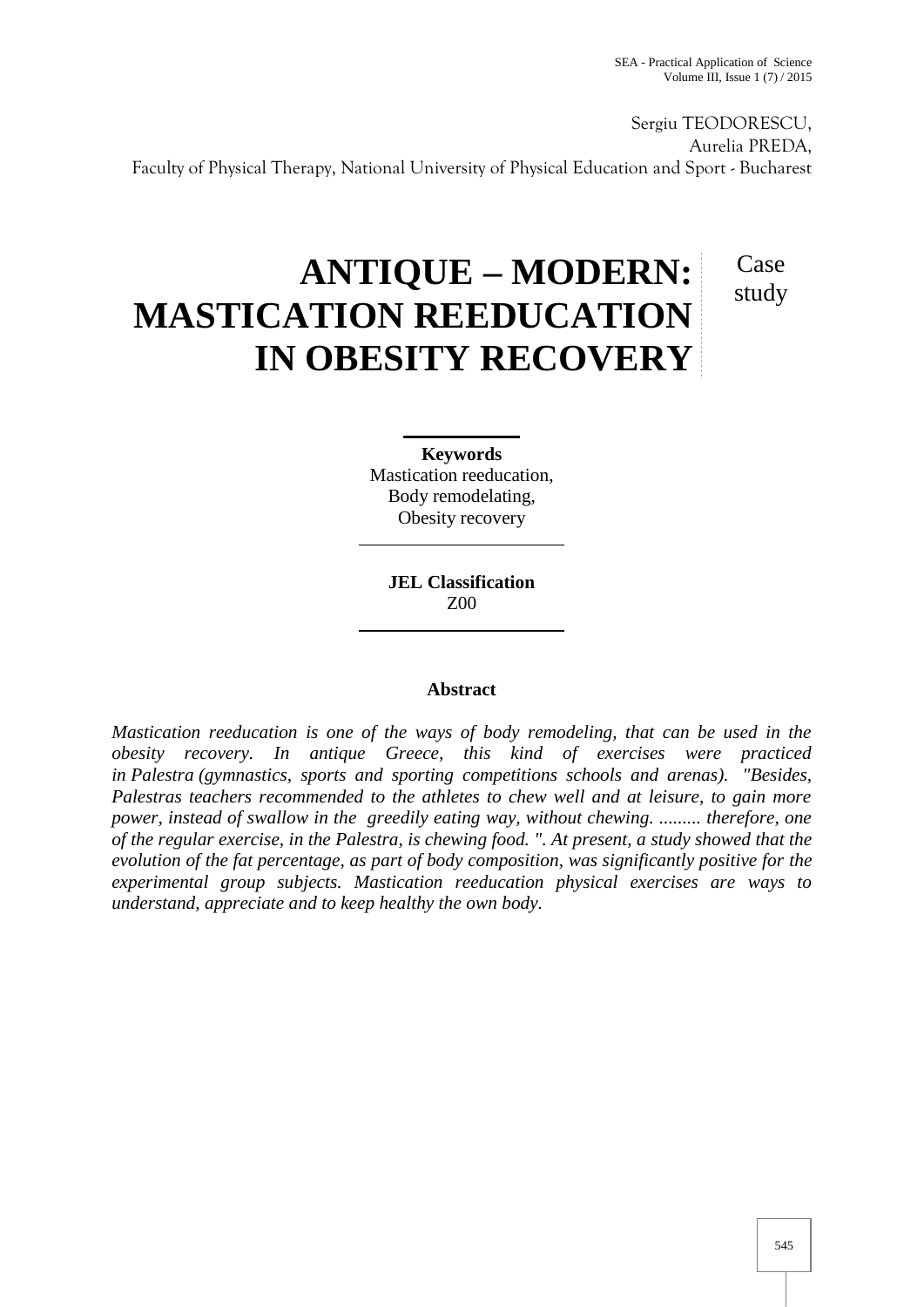Sergiu TEODORESCU,
Aurelia PREDA,
Faculty of Physical Therapy, National University of Physical Education and Sport - Bucharest

# ANTIQUE – MODERN: MASTICATION REEDUCATION IN OBESITY RECOVERY

Case study

**Keywords**
Mastication reeducation,
Body remodelating,
Obesity recovery

**JEL Classification**
Z00

## Abstract

*Mastication reeducation is one of the ways of body remodeling, that can be used in the obesity recovery. In antique Greece, this kind of exercises were practiced in Palestra (gymnastics, sports and sporting competitions schools and arenas). "Besides, Palestras teachers recommended to the athletes to chew well and at leisure, to gain more power, instead of swallow in the greedily eating way, without chewing. ......... therefore, one of the regular exercise, in the Palestra, is chewing food. ". At present, a study showed that the evolution of the fat percentage, as part of body composition, was significantly positive for the experimental group subjects. Mastication reeducation physical exercises are ways to understand, appreciate and to keep healthy the own body.*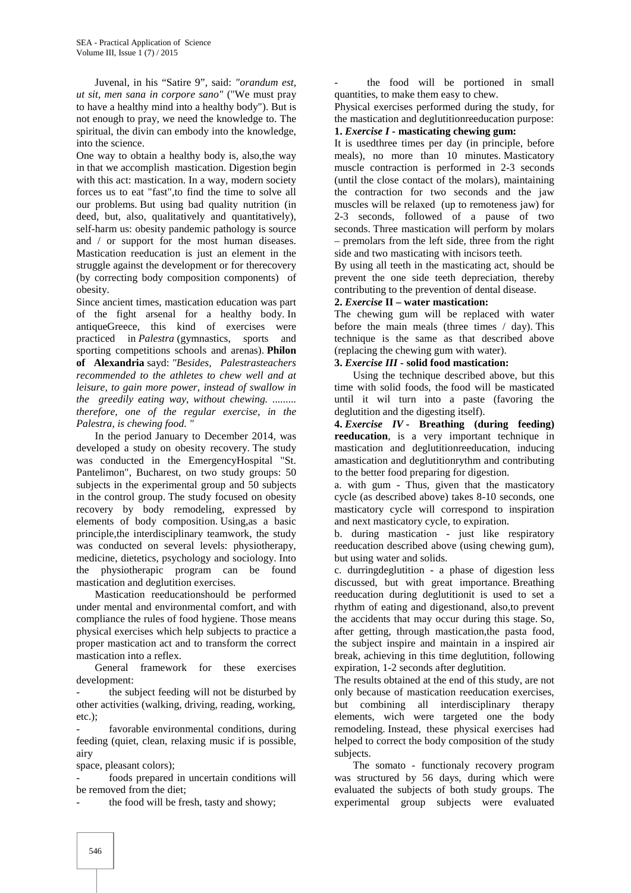Juvenal, in his "Satire 9", said: *"orandum est, ut sit, men sana in corpore sano"* ("We must pray to have a healthy mind into a healthy body"). But is not enough to pray, we need the knowledge to. The spiritual, the divin can embody into the knowledge, into the science.

One way to obtain a healthy body is, also,the way in that we accomplish mastication. Digestion begin with this act: mastication. In a way, modern society forces us to eat "fast",to find the time to solve all our problems. But using bad quality nutrition (in deed, but, also, qualitatively and quantitatively), self-harm us: obesity pandemic pathology is source and / or support for the most human diseases. Mastication reeducation is just an element in the struggle against the development or for therecovery (by correcting body composition components) of obesity.

Since ancient times, mastication education was part of the fight arsenal for a healthy body. In antiqueGreece, this kind of exercises were practiced in *Palestra* (gymnastics, sports and sporting competitions schools and arenas). **Philon of Alexandria** sayd: *"Besides, Palestrasteachers recommended to the athletes to chew well and at leisure, to gain more power, instead of swallow in the greedily eating way, without chewing. ......... therefore, one of the regular exercise, in the Palestra, is chewing food. "*

In the period January to December 2014, was developed a study on obesity recovery. The study was conducted in the EmergencyHospital "St. Pantelimon", Bucharest, on two study groups: 50 subjects in the experimental group and 50 subjects in the control group. The study focused on obesity recovery by body remodeling, expressed by elements of body composition. Using,as a basic principle,the interdisciplinary teamwork, the study was conducted on several levels: physiotherapy, medicine, dietetics, psychology and sociology. Into the physiotherapic program can be found mastication and deglutition exercises.

Mastication reeducationshould be performed under mental and environmental comfort, and with compliance the rules of food hygiene. Those means physical exercises which help subjects to practice a proper mastication act and to transform the correct mastication into a reflex.

General framework for these exercises development:

- the subject feeding will not be disturbed by other activities (walking, driving, reading, working, etc.);
- favorable environmental conditions, during feeding (quiet, clean, relaxing music if is possible, airy space, pleasant colors);
- foods prepared in uncertain conditions will be removed from the diet;
- the food will be fresh, tasty and showy;
- the food will be portioned in small quantities, to make them easy to chew.

Physical exercises performed during the study, for the mastication and deglutitionreeducation purpose:

**1. *Exercise I* - masticating chewing gum:**

It is usedthree times per day (in principle, before meals), no more than 10 minutes. Masticatory muscle contraction is performed in 2-3 seconds (until the close contact of the molars), maintaining the contraction for two seconds and the jaw muscles will be relaxed (up to remoteness jaw) for 2-3 seconds, followed of a pause of two seconds. Three mastication will perform by molars – premolars from the left side, three from the right side and two masticating with incisors teeth.

By using all teeth in the masticating act, should be prevent the one side teeth depreciation, thereby contributing to the prevention of dental disease.

**2. *Exercise* II – water mastication:**

The chewing gum will be replaced with water before the main meals (three times / day). This technique is the same as that described above (replacing the chewing gum with water).

**3. *Exercise III* - solid food mastication:**

Using the technique described above, but this time with solid foods, the food will be masticated until it wil turn into a paste (favoring the deglutition and the digesting itself).

**4. *Exercise IV* - Breathing (during feeding) reeducation**, is a very important technique in mastication and deglutitionreeducation, inducing amastication and deglutitionrythm and contributing to the better food preparing for digestion.

a. with gum - Thus, given that the masticatory cycle (as described above) takes 8-10 seconds, one masticatory cycle will correspond to inspiration and next masticatory cycle, to expiration.

b. during mastication - just like respiratory reeducation described above (using chewing gum), but using water and solids.

c. durringdeglutition - a phase of digestion less discussed, but with great importance. Breathing reeducation during deglutitionit is used to set a rhythm of eating and digestionand, also,to prevent the accidents that may occur during this stage. So, after getting, through mastication,the pasta food, the subject inspire and maintain in a inspired air break, achieving in this time deglutition, following expiration, 1-2 seconds after deglutition.

The results obtained at the end of this study, are not only because of mastication reeducation exercises, but combining all interdisciplinary therapy elements, wich were targeted one the body remodeling. Instead, these physical exercises had helped to correct the body composition of the study subjects.

The somato - functionaly recovery program was structured by 56 days, during which were evaluated the subjects of both study groups. The experimental group subjects were evaluated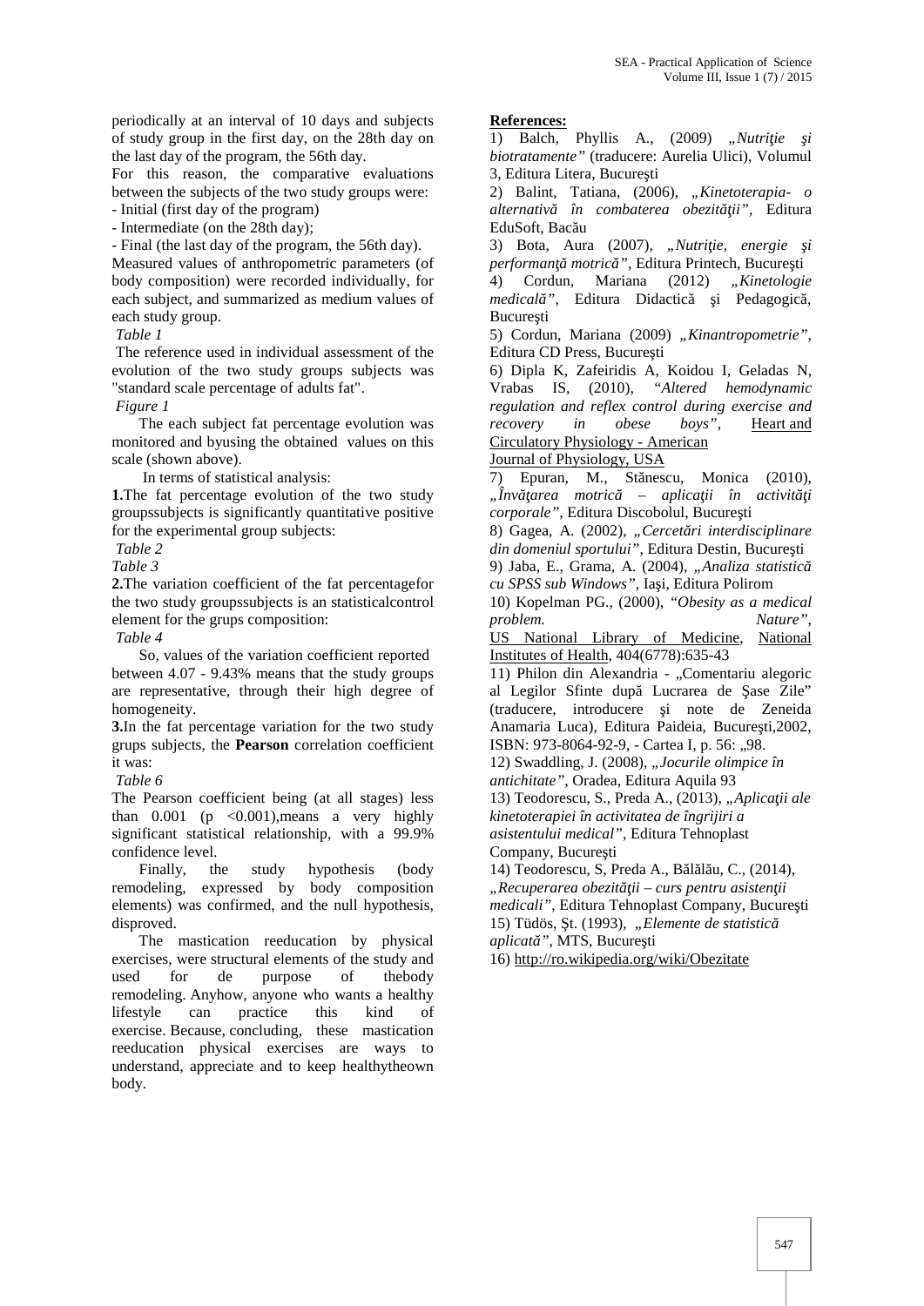periodically at an interval of 10 days and subjects of study group in the first day, on the 28th day on the last day of the program, the 56th day.

For this reason, the comparative evaluations between the subjects of the two study groups were:

- Initial (first day of the program)
- Intermediate (on the 28th day);
- Final (the last day of the program, the 56th day).

Measured values of anthropometric parameters (of body composition) were recorded individually, for each subject, and summarized as medium values of each study group.

*Table 1*

The reference used in individual assessment of the evolution of the two study groups subjects was "standard scale percentage of adults fat".

*Figure 1*

The each subject fat percentage evolution was monitored and byusing the obtained values on this scale (shown above).

In terms of statistical analysis:

**1.**The fat percentage evolution of the two study groupssubjects is significantly quantitative positive for the experimental group subjects:

*Table 2*

*Table 3*

**2.**The variation coefficient of the fat percentagefor the two study groupssubjects is an statisticalcontrol element for the grups composition:

*Table 4*

So, values of the variation coefficient reported between 4.07 - 9.43% means that the study groups are representative, through their high degree of homogeneity.

**3.**In the fat percentage variation for the two study grups subjects, the **Pearson** correlation coefficient it was:

*Table 6*

The Pearson coefficient being (at all stages) less than 0.001 ($p < 0.001$),means a very highly significant statistical relationship, with a 99.9% confidence level.

Finally, the study hypothesis (body remodeling, expressed by body composition elements) was confirmed, and the null hypothesis, disproved.

The mastication reeducation by physical exercises, were structural elements of the study and used for de purpose of thebody remodeling. Anyhow, anyone who wants a healthy lifestyle can practice this kind of exercise. Because, concluding, these mastication reeducation physical exercises are ways to understand, appreciate and to keep healthytheown body.

**References:**

1) Balch, Phyllis A., (2009) *„Nutriţie şi biotratamente"* (traducere: Aurelia Ulici), Volumul 3, Editura Litera, Bucureşti

2) Balint, Tatiana, (2006), *„Kinetoterapia- o alternativă în combaterea obezităţii"*, Editura EduSoft, Bacău

3) Bota, Aura (2007), *„Nutriţie, energie şi performanţă motrică"*, Editura Printech, Bucureşti

4) Cordun, Mariana (2012) *„Kinetologie medicală"*, Editura Didactică şi Pedagogică, Bucureşti

5) Cordun, Mariana (2009) *„Kinantropometrie"*, Editura CD Press, Bucureşti

6) Dipla K, Zafeiridis A, Koidou I, Geladas N, Vrabas IS, (2010), *"Altered hemodynamic regulation and reflex control during exercise and recovery in obese boys"*, Heart and Circulatory Physiology - American Journal of Physiology, USA

7) Epuran, M., Stănescu, Monica (2010), *„Învăţarea motrică – aplicaţii în activităţi corporale"*, Editura Discobolul, Bucureşti

8) Gagea, A. (2002), *„Cercetări interdisciplinare din domeniul sportului"*, Editura Destin, Bucureşti

9) Jaba, E., Grama, A. (2004), *„Analiza statistică cu SPSS sub Windows"*, Iaşi, Editura Polirom

10) Kopelman PG., (2000), *"Obesity as a medical problem. Nature"*, US National Library of Medicine, National Institutes of Health, 404(6778):635-43

11) Philon din Alexandria - „Comentariu alegoric al Legilor Sfinte după Lucrarea de Şase Zile" (traducere, introducere şi note de Zeneida Anamaria Luca), Editura Paideia, Bucureşti,2002, ISBN: 973-8064-92-9, - Cartea I, p. 56: „98.

12) Swaddling, J. (2008), *„Jocurile olimpice în antichitate"*, Oradea, Editura Aquila 93

13) Teodorescu, S., Preda A., (2013), *„Aplicaţii ale kinetoterapiei în activitatea de îngrijiri a asistentului medical"*, Editura Tehnoplast Company, Bucureşti

14) Teodorescu, S, Preda A., Bălălău, C., (2014), *„Recuperarea obezităţii – curs pentru asistenţii medicali"*, Editura Tehnoplast Company, Bucureşti

15) Tüdös, Şt. (1993), *„Elemente de statistică aplicată"*, MTS, Bucureşti

16) http://ro.wikipedia.org/wiki/Obezitate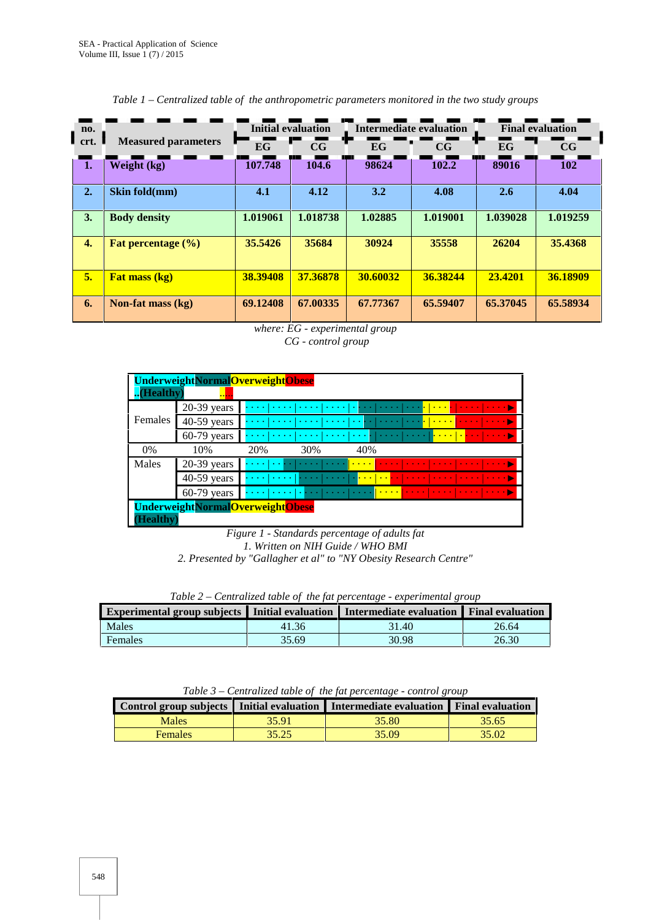*Table 1 – Centralized table of the anthropometric parameters monitored in the two study groups*

| no. crt. | Measured parameters | Initial evaluation | | Intermediate evaluation | | Final evaluation | |
|---|---|---|---|---|---|---|---|
| | | EG | CG | EG | CG | EG | CG |
| **1.** | **Weight (kg)** | **107.748** | **104.6** | **98624** | **102.2** | **89016** | **102** |
| **2.** | **Skin fold(mm)** | **4.1** | **4.12** | **3.2** | **4.08** | **2.6** | **4.04** |
| **3.** | **Body density** | **1.019061** | **1.018738** | **1.02885** | **1.019001** | **1.039028** | **1.019259** |
| **4.** | **Fat percentage (%)** | **35.5426** | **35684** | **30924** | **35558** | **26204** | **35.4368** |
| **5.** | **Fat mass (kg)** | **38.39408** | **37.36878** | **30.60032** | **36.38244** | **23.4201** | **36.18909** |
| **6.** | **Non-fat mass (kg)** | **69.12408** | **67.00335** | **67.77367** | **65.59407** | **65.37045** | **65.58934** |

*where: EG - experimental group*
*CG - control group*

| **Underweight Normal (Healthy) Overweight Obese** | |
|---|---|
| Females | 20-39 years |
| | 40-59 years |
| | 60-79 years |
| 0% | 10% 20% 30% 40% |
| Males | 20-39 years |
| | 40-59 years |
| | 60-79 years |
| **Underweight Normal (Healthy) Overweight Obese** | |

*Figure 1 - Standards percentage of adults fat*
*1. Written on NIH Guide / WHO BMI*
*2. Presented by "Gallagher et al" to "NY Obesity Research Centre"*

*Table 2 – Centralized table of the fat percentage - experimental group*

| Experimental group subjects | Initial evaluation | Intermediate evaluation | Final evaluation |
|---|---|---|---|
| Males | 41.36 | 31.40 | 26.64 |
| Females | 35.69 | 30.98 | 26.30 |

*Table 3 – Centralized table of the fat percentage - control group*

| Control group subjects | Initial evaluation | Intermediate evaluation | Final evaluation |
|---|---|---|---|
| Males | 35.91 | 35.80 | 35.65 |
| Females | 35.25 | 35.09 | 35.02 |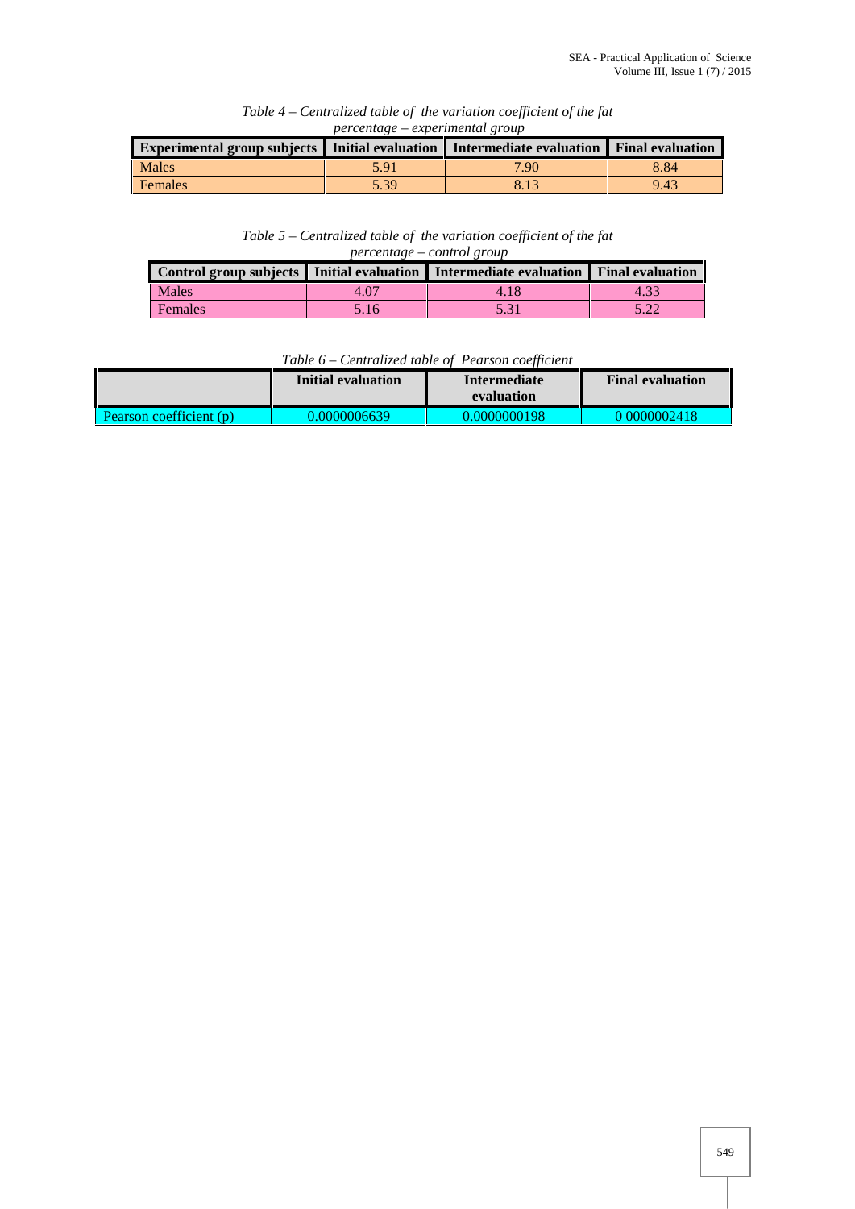*Table 4 – Centralized table of the variation coefficient of the fat percentage – experimental group*

| Experimental group subjects | Initial evaluation | Intermediate evaluation | Final evaluation |
|---|---|---|---|
| Males | 5.91 | 7.90 | 8.84 |
| Females | 5.39 | 8.13 | 9.43 |

*Table 5 – Centralized table of the variation coefficient of the fat percentage – control group*

| Control group subjects | Initial evaluation | Intermediate evaluation | Final evaluation |
|---|---|---|---|
| Males | 4.07 | 4.18 | 4.33 |
| Females | 5.16 | 5.31 | 5.22 |

*Table 6 – Centralized table of Pearson coefficient*

| | Initial evaluation | Intermediate evaluation | Final evaluation |
|---|---|---|---|
| Pearson coefficient (p) | 0.0000006639 | 0.0000000198 | 0 0000002418 |